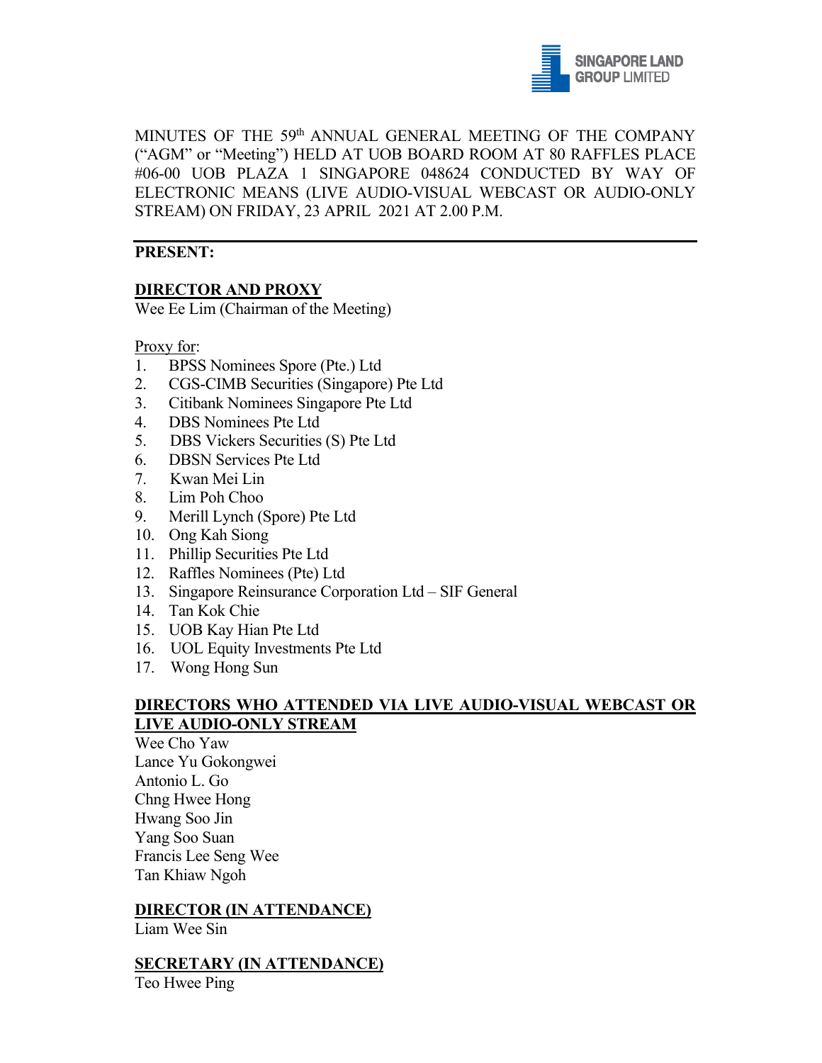MINUTES OF THE 59th ANNUAL GENERAL MEETING OF THE COMPANY ("AGM" or "Meeting") HELD AT UOB BOARD ROOM AT 80 RAFFLES PLACE #06-00 UOB PLAZA 1 SINGAPORE 048624 CONDUCTED BY WAY OF ELECTRONIC MEANS (LIVE AUDIO-VISUAL WEBCAST OR AUDIO-ONLY STREAM) ON FRIDAY, 23 APRIL 2021 AT 2.00 P.M.

---

**PRESENT:**

**DIRECTOR AND PROXY**

Wee Ee Lim (Chairman of the Meeting)

Proxy for:

1. BPSS Nominees Spore (Pte.) Ltd
2. CGS-CIMB Securities (Singapore) Pte Ltd
3. Citibank Nominees Singapore Pte Ltd
4. DBS Nominees Pte Ltd
5. DBS Vickers Securities (S) Pte Ltd
6. DBSN Services Pte Ltd
7. Kwan Mei Lin
8. Lim Poh Choo
9. Merill Lynch (Spore) Pte Ltd
10. Ong Kah Siong
11. Phillip Securities Pte Ltd
12. Raffles Nominees (Pte) Ltd
13. Singapore Reinsurance Corporation Ltd – SIF General
14. Tan Kok Chie
15. UOB Kay Hian Pte Ltd
16. UOL Equity Investments Pte Ltd
17. Wong Hong Sun

**DIRECTORS WHO ATTENDED VIA LIVE AUDIO-VISUAL WEBCAST OR LIVE AUDIO-ONLY STREAM**

Wee Cho Yaw
Lance Yu Gokongwei
Antonio L. Go
Chng Hwee Hong
Hwang Soo Jin
Yang Soo Suan
Francis Lee Seng Wee
Tan Khiaw Ngoh

**DIRECTOR (IN ATTENDANCE)**

Liam Wee Sin

**SECRETARY (IN ATTENDANCE)**

Teo Hwee Ping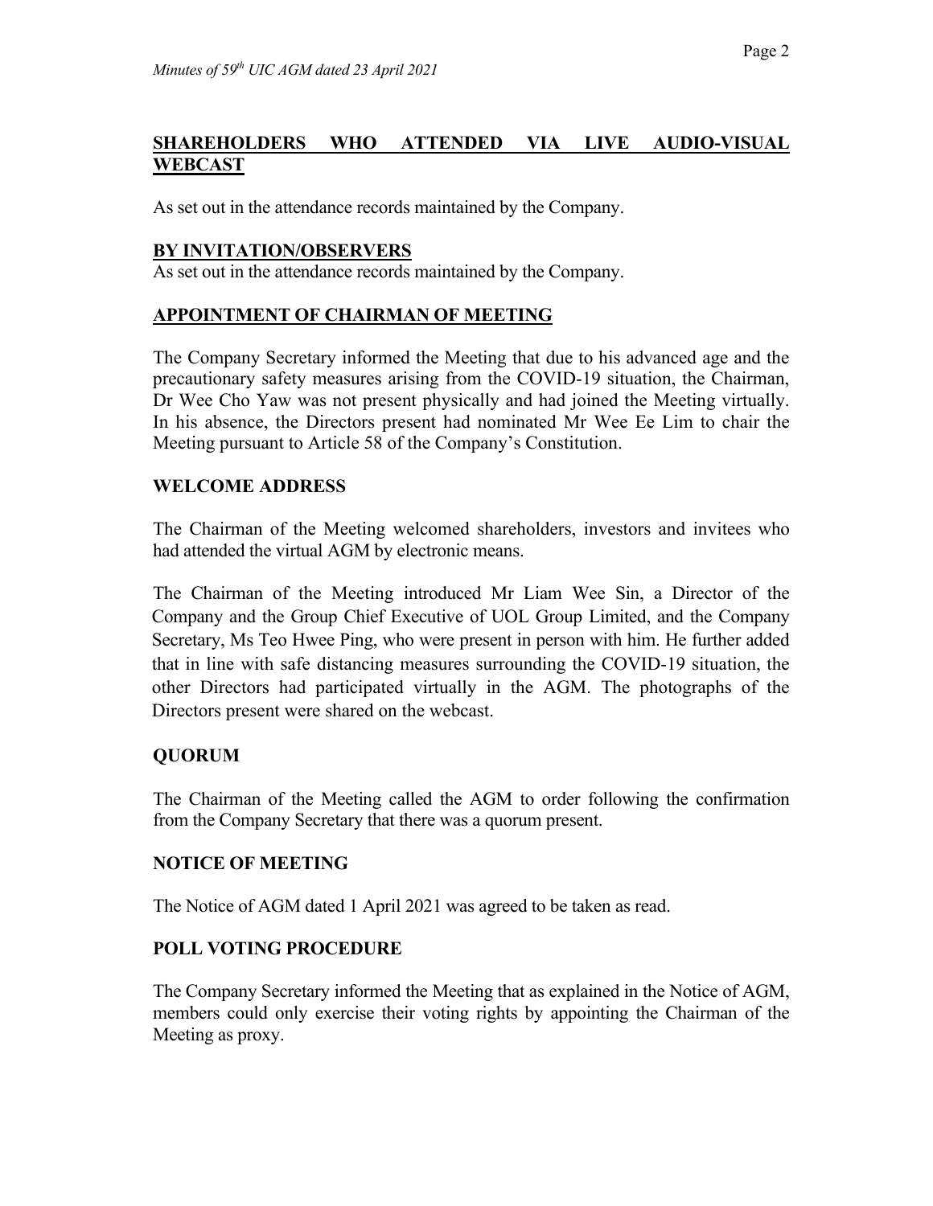## SHAREHOLDERS WHO ATTENDED VIA LIVE AUDIO-VISUAL WEBCAST

As set out in the attendance records maintained by the Company.

## BY INVITATION/OBSERVERS

As set out in the attendance records maintained by the Company.

## APPOINTMENT OF CHAIRMAN OF MEETING

The Company Secretary informed the Meeting that due to his advanced age and the precautionary safety measures arising from the COVID-19 situation, the Chairman, Dr Wee Cho Yaw was not present physically and had joined the Meeting virtually. In his absence, the Directors present had nominated Mr Wee Ee Lim to chair the Meeting pursuant to Article 58 of the Company's Constitution.

## WELCOME ADDRESS

The Chairman of the Meeting welcomed shareholders, investors and invitees who had attended the virtual AGM by electronic means.

The Chairman of the Meeting introduced Mr Liam Wee Sin, a Director of the Company and the Group Chief Executive of UOL Group Limited, and the Company Secretary, Ms Teo Hwee Ping, who were present in person with him. He further added that in line with safe distancing measures surrounding the COVID-19 situation, the other Directors had participated virtually in the AGM. The photographs of the Directors present were shared on the webcast.

## QUORUM

The Chairman of the Meeting called the AGM to order following the confirmation from the Company Secretary that there was a quorum present.

## NOTICE OF MEETING

The Notice of AGM dated 1 April 2021 was agreed to be taken as read.

## POLL VOTING PROCEDURE

The Company Secretary informed the Meeting that as explained in the Notice of AGM, members could only exercise their voting rights by appointing the Chairman of the Meeting as proxy.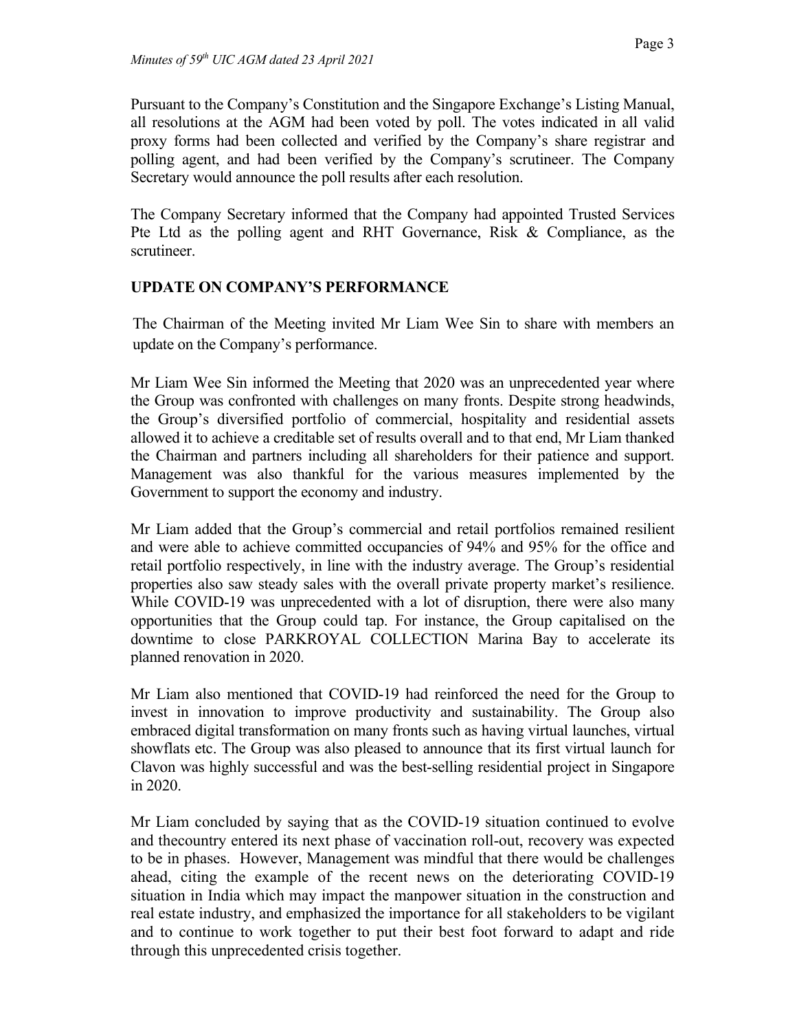Pursuant to the Company's Constitution and the Singapore Exchange's Listing Manual, all resolutions at the AGM had been voted by poll. The votes indicated in all valid proxy forms had been collected and verified by the Company's share registrar and polling agent, and had been verified by the Company's scrutineer. The Company Secretary would announce the poll results after each resolution.

The Company Secretary informed that the Company had appointed Trusted Services Pte Ltd as the polling agent and RHT Governance, Risk & Compliance, as the scrutineer.

**UPDATE ON COMPANY'S PERFORMANCE**

The Chairman of the Meeting invited Mr Liam Wee Sin to share with members an update on the Company's performance.

Mr Liam Wee Sin informed the Meeting that 2020 was an unprecedented year where the Group was confronted with challenges on many fronts. Despite strong headwinds, the Group's diversified portfolio of commercial, hospitality and residential assets allowed it to achieve a creditable set of results overall and to that end, Mr Liam thanked the Chairman and partners including all shareholders for their patience and support. Management was also thankful for the various measures implemented by the Government to support the economy and industry.

Mr Liam added that the Group's commercial and retail portfolios remained resilient and were able to achieve committed occupancies of 94% and 95% for the office and retail portfolio respectively, in line with the industry average. The Group's residential properties also saw steady sales with the overall private property market's resilience. While COVID-19 was unprecedented with a lot of disruption, there were also many opportunities that the Group could tap. For instance, the Group capitalised on the downtime to close PARKROYAL COLLECTION Marina Bay to accelerate its planned renovation in 2020.

Mr Liam also mentioned that COVID-19 had reinforced the need for the Group to invest in innovation to improve productivity and sustainability. The Group also embraced digital transformation on many fronts such as having virtual launches, virtual showflats etc. The Group was also pleased to announce that its first virtual launch for Clavon was highly successful and was the best-selling residential project in Singapore in 2020.

Mr Liam concluded by saying that as the COVID-19 situation continued to evolve and thecountry entered its next phase of vaccination roll-out, recovery was expected to be in phases. However, Management was mindful that there would be challenges ahead, citing the example of the recent news on the deteriorating COVID-19 situation in India which may impact the manpower situation in the construction and real estate industry, and emphasized the importance for all stakeholders to be vigilant and to continue to work together to put their best foot forward to adapt and ride through this unprecedented crisis together.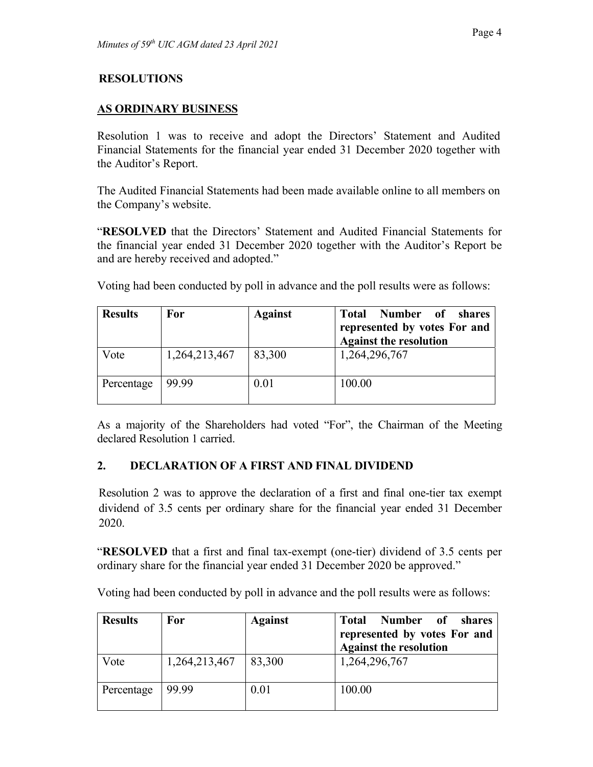**RESOLUTIONS**

**AS ORDINARY BUSINESS**

Resolution 1 was to receive and adopt the Directors' Statement and Audited Financial Statements for the financial year ended 31 December 2020 together with the Auditor's Report.

The Audited Financial Statements had been made available online to all members on the Company's website.

"**RESOLVED** that the Directors' Statement and Audited Financial Statements for the financial year ended 31 December 2020 together with the Auditor's Report be and are hereby received and adopted."

Voting had been conducted by poll in advance and the poll results were as follows:

| Results | For | Against | Total Number of shares represented by votes For and Against the resolution |
| --- | --- | --- | --- |
| Vote | 1,264,213,467 | 83,300 | 1,264,296,767 |
| Percentage | 99.99 | 0.01 | 100.00 |

As a majority of the Shareholders had voted "For", the Chairman of the Meeting declared Resolution 1 carried.

## 2. DECLARATION OF A FIRST AND FINAL DIVIDEND

Resolution 2 was to approve the declaration of a first and final one-tier tax exempt dividend of 3.5 cents per ordinary share for the financial year ended 31 December 2020.

"**RESOLVED** that a first and final tax-exempt (one-tier) dividend of 3.5 cents per ordinary share for the financial year ended 31 December 2020 be approved."

Voting had been conducted by poll in advance and the poll results were as follows:

| Results | For | Against | Total Number of shares represented by votes For and Against the resolution |
| --- | --- | --- | --- |
| Vote | 1,264,213,467 | 83,300 | 1,264,296,767 |
| Percentage | 99.99 | 0.01 | 100.00 |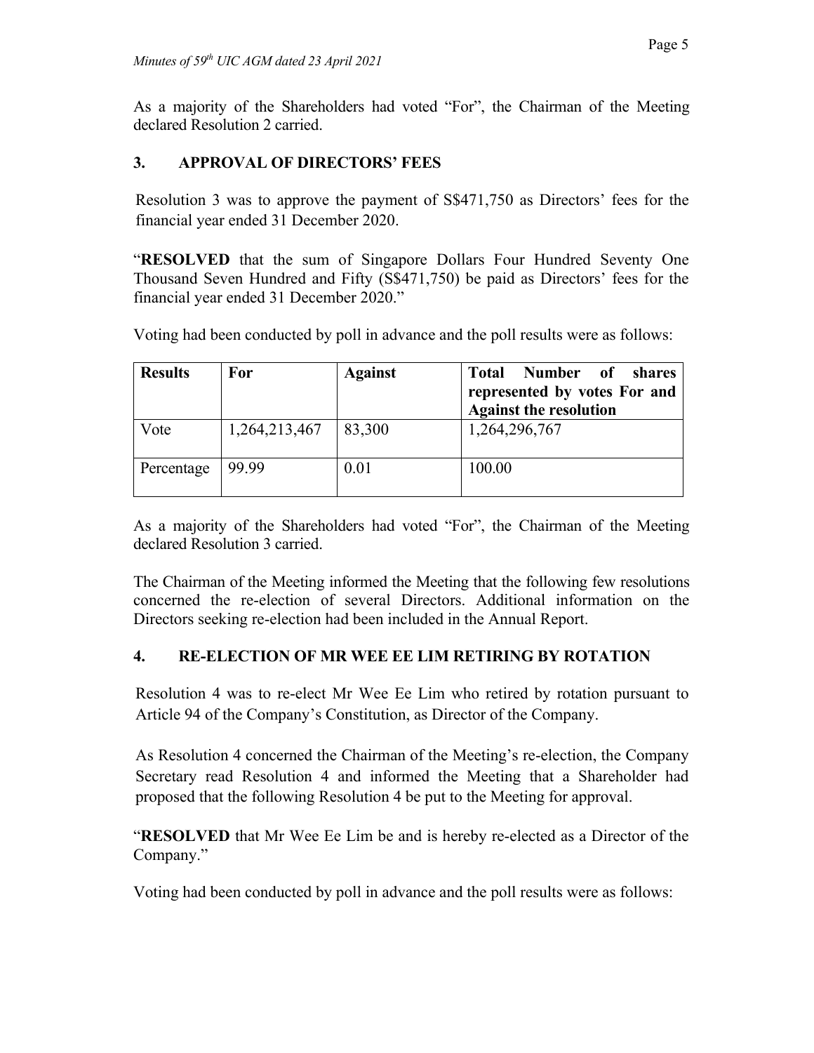As a majority of the Shareholders had voted "For", the Chairman of the Meeting declared Resolution 2 carried.

## 3. APPROVAL OF DIRECTORS' FEES

Resolution 3 was to approve the payment of S$471,750 as Directors' fees for the financial year ended 31 December 2020.

"**RESOLVED** that the sum of Singapore Dollars Four Hundred Seventy One Thousand Seven Hundred and Fifty (S$471,750) be paid as Directors' fees for the financial year ended 31 December 2020."

Voting had been conducted by poll in advance and the poll results were as follows:

| **Results** | **For** | **Against** | **Total Number of shares represented by votes For and Against the resolution** |
|---|---|---|---|
| Vote | 1,264,213,467 | 83,300 | 1,264,296,767 |
| Percentage | 99.99 | 0.01 | 100.00 |

As a majority of the Shareholders had voted "For", the Chairman of the Meeting declared Resolution 3 carried.

The Chairman of the Meeting informed the Meeting that the following few resolutions concerned the re-election of several Directors. Additional information on the Directors seeking re-election had been included in the Annual Report.

## 4. RE-ELECTION OF MR WEE EE LIM RETIRING BY ROTATION

Resolution 4 was to re-elect Mr Wee Ee Lim who retired by rotation pursuant to Article 94 of the Company's Constitution, as Director of the Company.

As Resolution 4 concerned the Chairman of the Meeting's re-election, the Company Secretary read Resolution 4 and informed the Meeting that a Shareholder had proposed that the following Resolution 4 be put to the Meeting for approval.

"**RESOLVED** that Mr Wee Ee Lim be and is hereby re-elected as a Director of the Company."

Voting had been conducted by poll in advance and the poll results were as follows: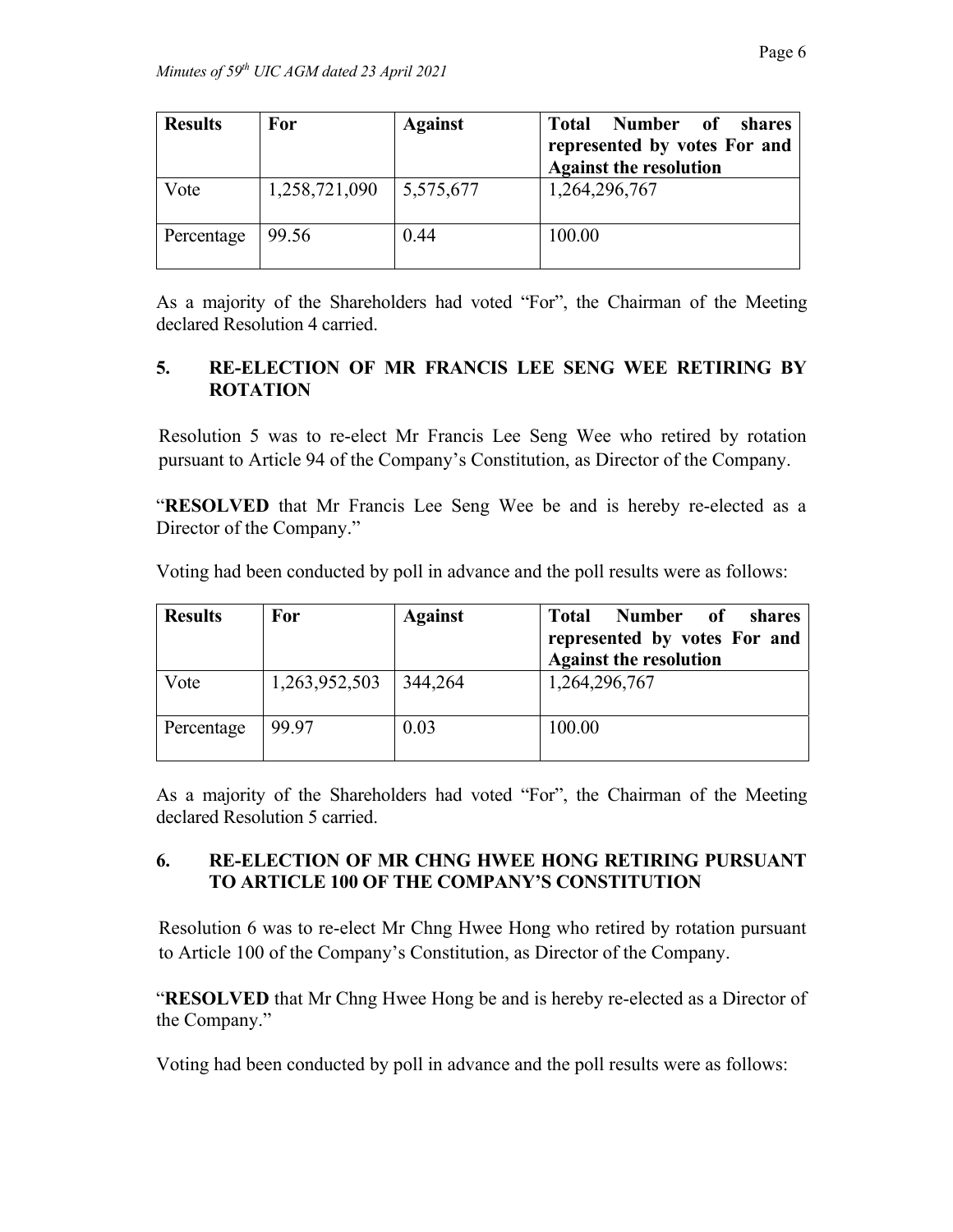| Results | For | Against | Total Number of shares represented by votes For and Against the resolution |
|---|---|---|---|
| Vote | 1,258,721,090 | 5,575,677 | 1,264,296,767 |
| Percentage | 99.56 | 0.44 | 100.00 |

As a majority of the Shareholders had voted "For", the Chairman of the Meeting declared Resolution 4 carried.

## 5. RE-ELECTION OF MR FRANCIS LEE SENG WEE RETIRING BY ROTATION

Resolution 5 was to re-elect Mr Francis Lee Seng Wee who retired by rotation pursuant to Article 94 of the Company's Constitution, as Director of the Company.

"**RESOLVED** that Mr Francis Lee Seng Wee be and is hereby re-elected as a Director of the Company."

Voting had been conducted by poll in advance and the poll results were as follows:

| Results | For | Against | Total Number of shares represented by votes For and Against the resolution |
|---|---|---|---|
| Vote | 1,263,952,503 | 344,264 | 1,264,296,767 |
| Percentage | 99.97 | 0.03 | 100.00 |

As a majority of the Shareholders had voted "For", the Chairman of the Meeting declared Resolution 5 carried.

## 6. RE-ELECTION OF MR CHNG HWEE HONG RETIRING PURSUANT TO ARTICLE 100 OF THE COMPANY'S CONSTITUTION

Resolution 6 was to re-elect Mr Chng Hwee Hong who retired by rotation pursuant to Article 100 of the Company's Constitution, as Director of the Company.

"**RESOLVED** that Mr Chng Hwee Hong be and is hereby re-elected as a Director of the Company."

Voting had been conducted by poll in advance and the poll results were as follows: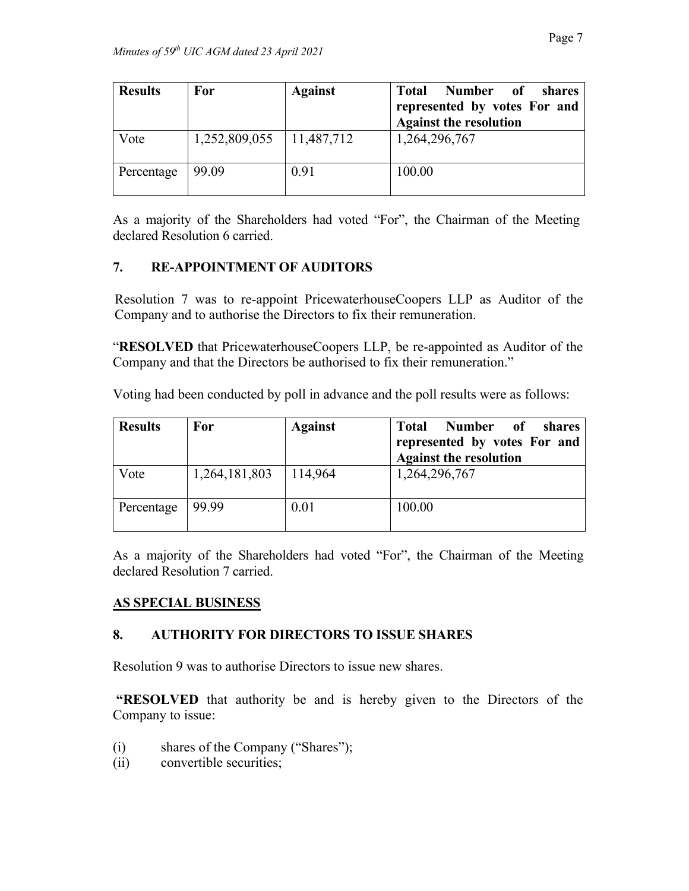| Results | For | Against | Total Number of shares represented by votes For and Against the resolution |
|---|---|---|---|
| Vote | 1,252,809,055 | 11,487,712 | 1,264,296,767 |
| Percentage | 99.09 | 0.91 | 100.00 |

As a majority of the Shareholders had voted "For", the Chairman of the Meeting declared Resolution 6 carried.

## 7. RE-APPOINTMENT OF AUDITORS

Resolution 7 was to re-appoint PricewaterhouseCoopers LLP as Auditor of the Company and to authorise the Directors to fix their remuneration.

"**RESOLVED** that PricewaterhouseCoopers LLP, be re-appointed as Auditor of the Company and that the Directors be authorised to fix their remuneration."

Voting had been conducted by poll in advance and the poll results were as follows:

| Results | For | Against | Total Number of shares represented by votes For and Against the resolution |
|---|---|---|---|
| Vote | 1,264,181,803 | 114,964 | 1,264,296,767 |
| Percentage | 99.99 | 0.01 | 100.00 |

As a majority of the Shareholders had voted "For", the Chairman of the Meeting declared Resolution 7 carried.

## AS SPECIAL BUSINESS

## 8. AUTHORITY FOR DIRECTORS TO ISSUE SHARES

Resolution 9 was to authorise Directors to issue new shares.

"**RESOLVED** that authority be and is hereby given to the Directors of the Company to issue:

(i) shares of the Company ("Shares");
(ii) convertible securities;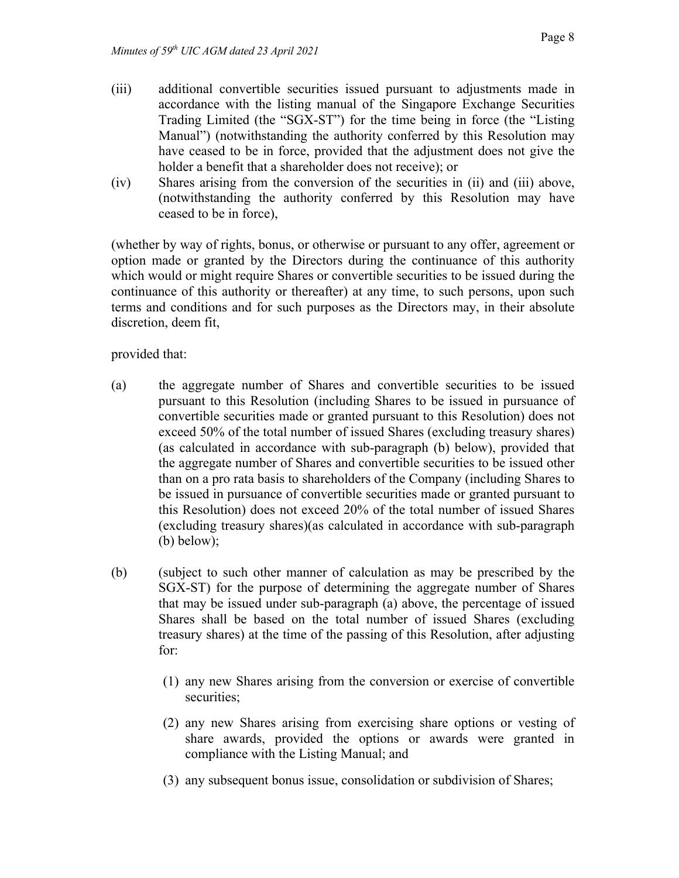(iii) additional convertible securities issued pursuant to adjustments made in accordance with the listing manual of the Singapore Exchange Securities Trading Limited (the "SGX-ST") for the time being in force (the "Listing Manual") (notwithstanding the authority conferred by this Resolution may have ceased to be in force, provided that the adjustment does not give the holder a benefit that a shareholder does not receive); or

(iv) Shares arising from the conversion of the securities in (ii) and (iii) above, (notwithstanding the authority conferred by this Resolution may have ceased to be in force),

(whether by way of rights, bonus, or otherwise or pursuant to any offer, agreement or option made or granted by the Directors during the continuance of this authority which would or might require Shares or convertible securities to be issued during the continuance of this authority or thereafter) at any time, to such persons, upon such terms and conditions and for such purposes as the Directors may, in their absolute discretion, deem fit,

provided that:

(a) the aggregate number of Shares and convertible securities to be issued pursuant to this Resolution (including Shares to be issued in pursuance of convertible securities made or granted pursuant to this Resolution) does not exceed 50% of the total number of issued Shares (excluding treasury shares) (as calculated in accordance with sub-paragraph (b) below), provided that the aggregate number of Shares and convertible securities to be issued other than on a pro rata basis to shareholders of the Company (including Shares to be issued in pursuance of convertible securities made or granted pursuant to this Resolution) does not exceed 20% of the total number of issued Shares (excluding treasury shares)(as calculated in accordance with sub-paragraph (b) below);

(b) (subject to such other manner of calculation as may be prescribed by the SGX-ST) for the purpose of determining the aggregate number of Shares that may be issued under sub-paragraph (a) above, the percentage of issued Shares shall be based on the total number of issued Shares (excluding treasury shares) at the time of the passing of this Resolution, after adjusting for:

   (1) any new Shares arising from the conversion or exercise of convertible securities;

   (2) any new Shares arising from exercising share options or vesting of share awards, provided the options or awards were granted in compliance with the Listing Manual; and

   (3) any subsequent bonus issue, consolidation or subdivision of Shares;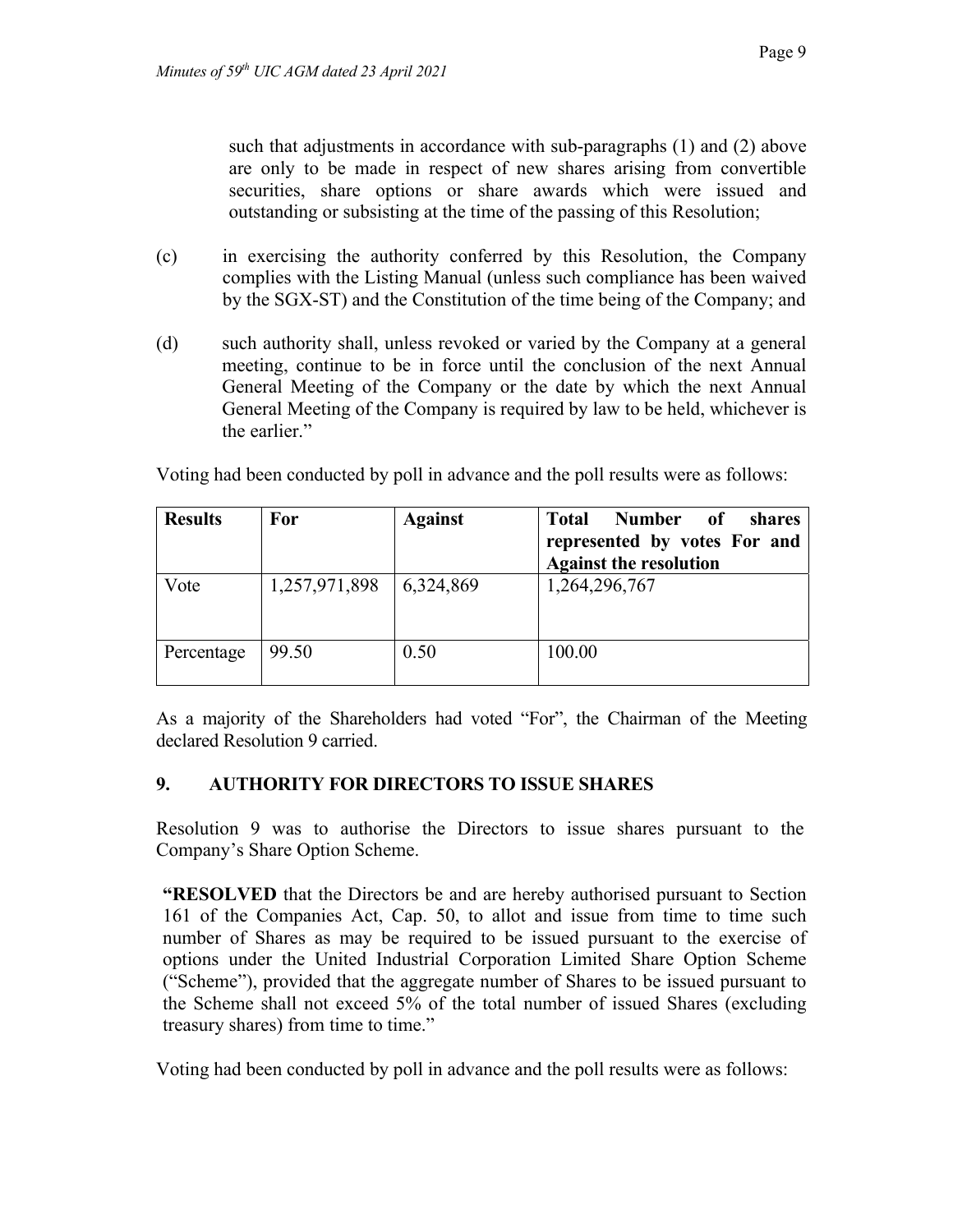such that adjustments in accordance with sub-paragraphs (1) and (2) above are only to be made in respect of new shares arising from convertible securities, share options or share awards which were issued and outstanding or subsisting at the time of the passing of this Resolution;

(c) in exercising the authority conferred by this Resolution, the Company complies with the Listing Manual (unless such compliance has been waived by the SGX-ST) and the Constitution of the time being of the Company; and

(d) such authority shall, unless revoked or varied by the Company at a general meeting, continue to be in force until the conclusion of the next Annual General Meeting of the Company or the date by which the next Annual General Meeting of the Company is required by law to be held, whichever is the earlier."

Voting had been conducted by poll in advance and the poll results were as follows:

| **Results** | **For** | **Against** | **Total Number of shares represented by votes For and Against the resolution** |
|---|---|---|---|
| Vote | 1,257,971,898 | 6,324,869 | 1,264,296,767 |
| Percentage | 99.50 | 0.50 | 100.00 |

As a majority of the Shareholders had voted "For", the Chairman of the Meeting declared Resolution 9 carried.

## 9. AUTHORITY FOR DIRECTORS TO ISSUE SHARES

Resolution 9 was to authorise the Directors to issue shares pursuant to the Company's Share Option Scheme.

**"RESOLVED** that the Directors be and are hereby authorised pursuant to Section 161 of the Companies Act, Cap. 50, to allot and issue from time to time such number of Shares as may be required to be issued pursuant to the exercise of options under the United Industrial Corporation Limited Share Option Scheme ("Scheme"), provided that the aggregate number of Shares to be issued pursuant to the Scheme shall not exceed 5% of the total number of issued Shares (excluding treasury shares) from time to time."

Voting had been conducted by poll in advance and the poll results were as follows: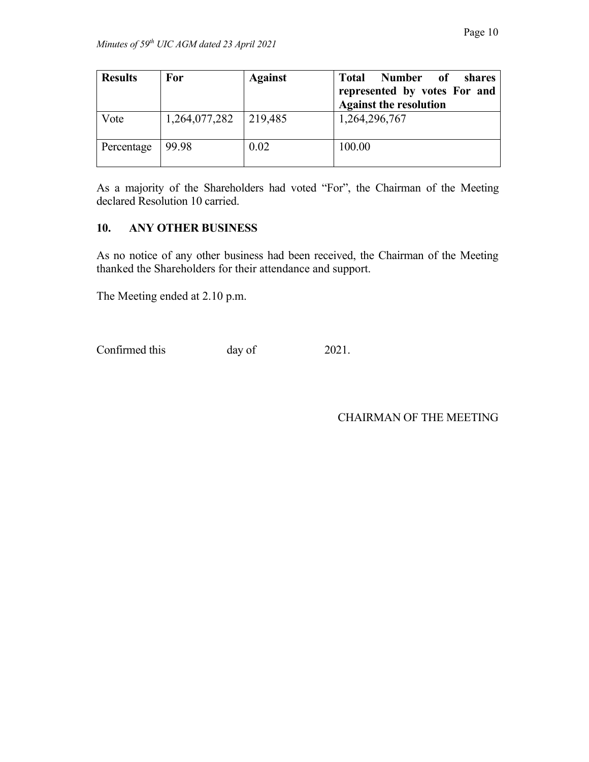| Results | For | Against | Total Number of shares represented by votes For and Against the resolution |
|---|---|---|---|
| Vote | 1,264,077,282 | 219,485 | 1,264,296,767 |
| Percentage | 99.98 | 0.02 | 100.00 |

As a majority of the Shareholders had voted "For", the Chairman of the Meeting declared Resolution 10 carried.

## 10. ANY OTHER BUSINESS

As no notice of any other business had been received, the Chairman of the Meeting thanked the Shareholders for their attendance and support.

The Meeting ended at 2.10 p.m.

Confirmed this day of 2021.

CHAIRMAN OF THE MEETING